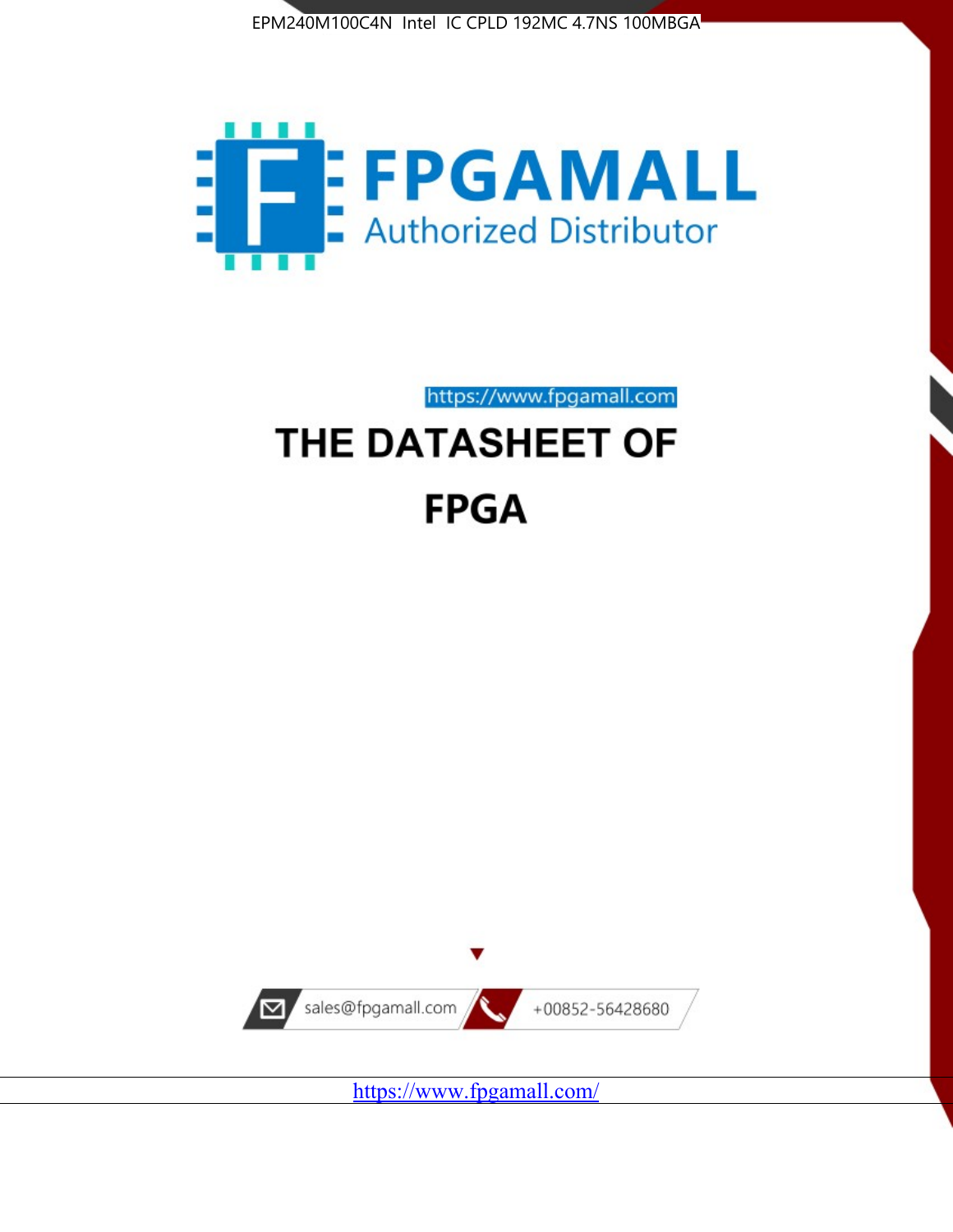EPM240M100C4N Intel IC CPLD 192MC 4.7NS 100MBGA

FPGAMALL

Authorized Distributor

https://www.fpgamall.com

# THE DATASHEET OF

# FPGA

sales@fpgamall.com

+00852-56428680

https://www.fpgamall.com/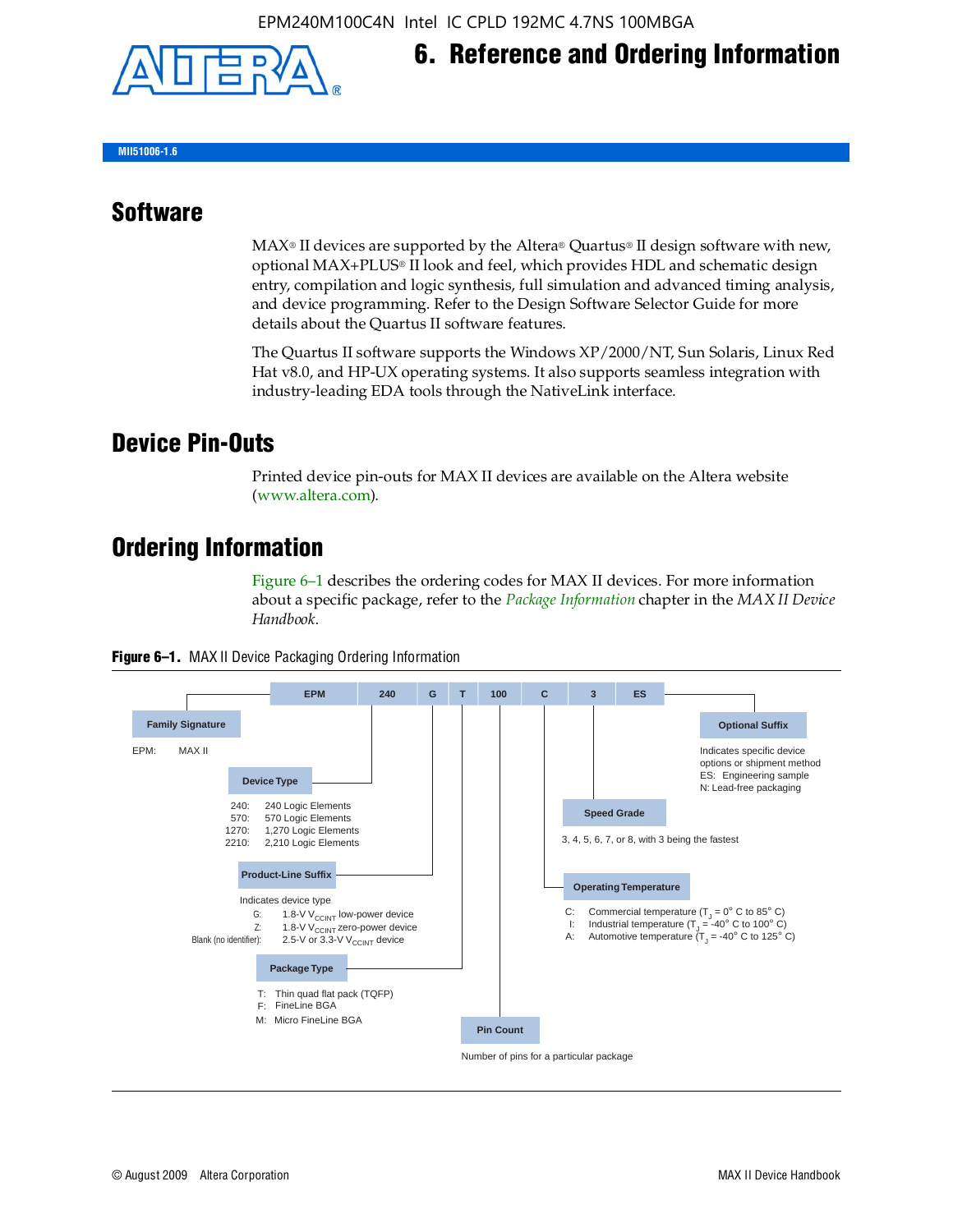EPM240M100C4N Intel IC CPLD 192MC 4.7NS 100MBGA

# 6. Reference and Ordering Information

MII51006-1.6

## Software

MAX® II devices are supported by the Altera® Quartus® II design software with new, optional MAX+PLUS® II look and feel, which provides HDL and schematic design entry, compilation and logic synthesis, full simulation and advanced timing analysis, and device programming. Refer to the Design Software Selector Guide for more details about the Quartus II software features.

The Quartus II software supports the Windows XP/2000/NT, Sun Solaris, Linux Red Hat v8.0, and HP-UX operating systems. It also supports seamless integration with industry-leading EDA tools through the NativeLink interface.

## Device Pin-Outs

Printed device pin-outs for MAX II devices are available on the Altera website (www.altera.com).

## Ordering Information

Figure 6–1 describes the ordering codes for MAX II devices. For more information about a specific package, refer to the *Package Information* chapter in the *MAX II Device Handbook*.

**Figure 6–1.** MAX II Device Packaging Ordering Information

EPM 240 G T 100 C 3 ES

Family Signature

EPM: MAX II

Device Type

240: 240 Logic Elements
570: 570 Logic Elements
1270: 1,270 Logic Elements
2210: 2,210 Logic Elements

Product-Line Suffix

Indicates device type
G: 1.8-V $V_{CCINT}$ low-power device
Z: 1.8-V $V_{CCINT}$ zero-power device
Blank (no identifier): 2.5-V or 3.3-V $V_{CCINT}$ device

Package Type

T: Thin quad flat pack (TQFP)
F: FineLine BGA
M: Micro FineLine BGA

Pin Count

Number of pins for a particular package

Operating Temperature

C: Commercial temperature ($T_J$ = 0° C to 85° C)
I: Industrial temperature ($T_J$ = -40° C to 100° C)
A: Automotive temperature ($T_J$ = -40° C to 125° C)

Speed Grade

3, 4, 5, 6, 7, or 8, with 3 being the fastest

Optional Suffix

Indicates specific device options or shipment method
ES: Engineering sample
N: Lead-free packaging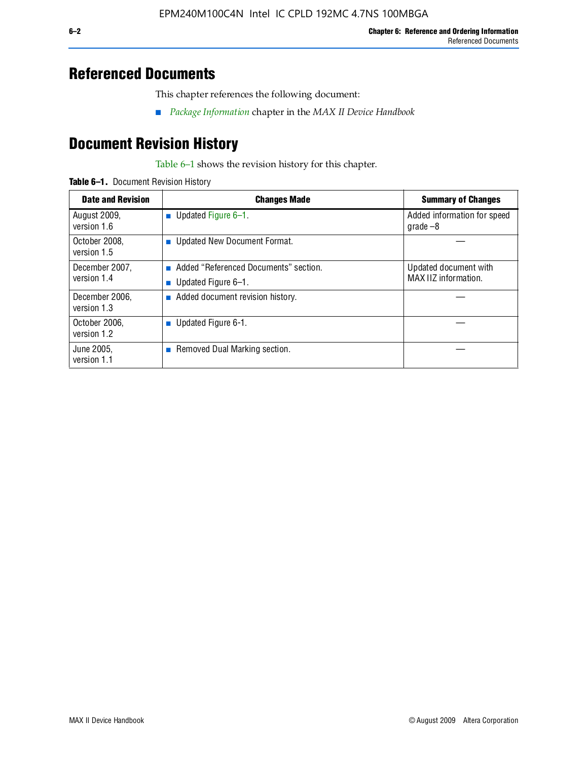# Referenced Documents

This chapter references the following document:

- *Package Information* chapter in the *MAX II Device Handbook*

# Document Revision History

Table 6–1 shows the revision history for this chapter.

**Table 6–1.** Document Revision History

| Date and Revision | Changes Made | Summary of Changes |
|---|---|---|
| August 2009, version 1.6 | ■ Updated Figure 6–1. | Added information for speed grade –8 |
| October 2008, version 1.5 | ■ Updated New Document Format. | — |
| December 2007, version 1.4 | ■ Added “Referenced Documents” section. ■ Updated Figure 6–1. | Updated document with MAX IIZ information. |
| December 2006, version 1.3 | ■ Added document revision history. | — |
| October 2006, version 1.2 | ■ Updated Figure 6-1. | — |
| June 2005, version 1.1 | ■ Removed Dual Marking section. | — |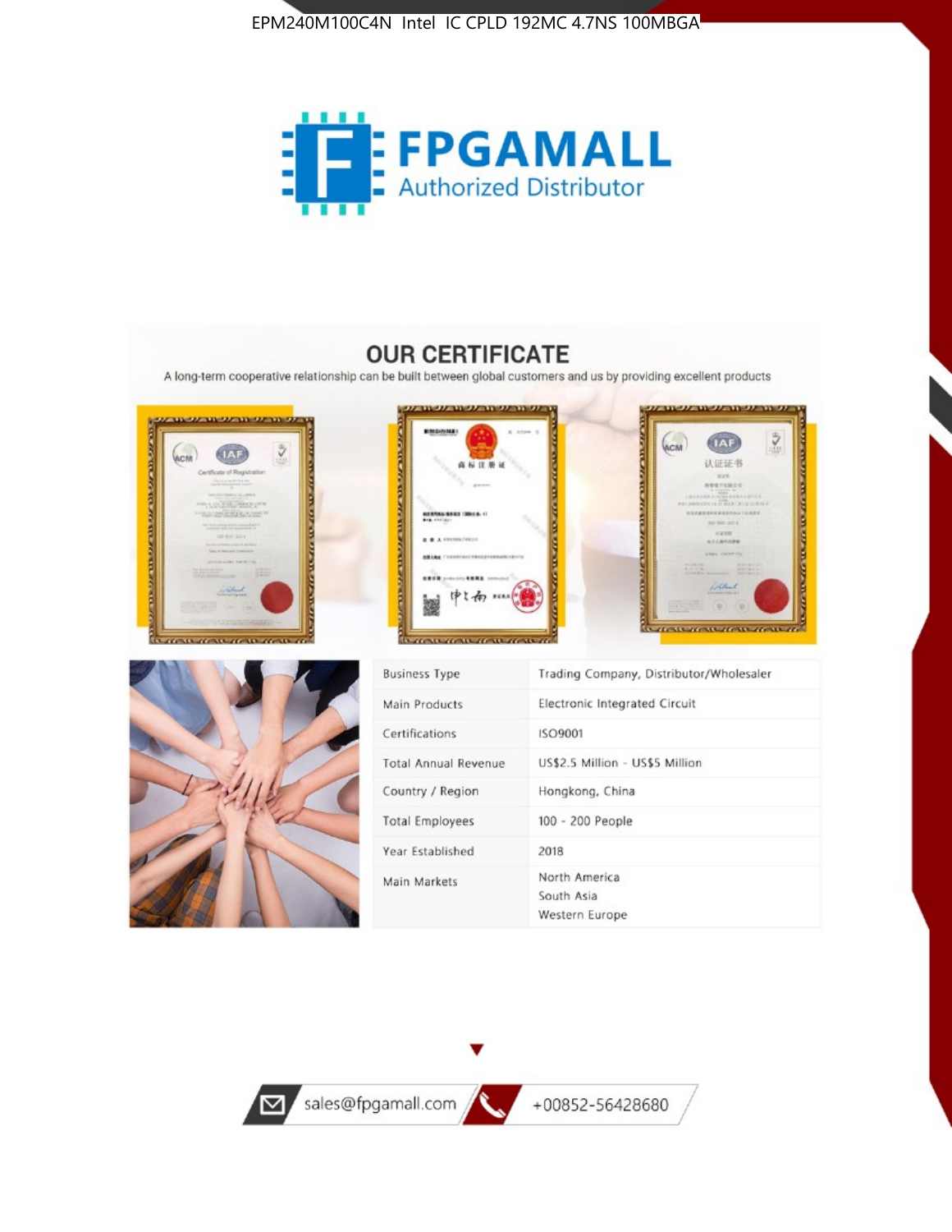FPGAMALL
Authorized Distributor

## OUR CERTIFICATE

A long-term cooperative relationship can be built between global customers and us by providing excellent products

| | |
|---|---|
| Business Type | Trading Company, Distributor/Wholesaler |
| Main Products | Electronic Integrated Circuit |
| Certifications | ISO9001 |
| Total Annual Revenue | US$2.5 Million - US$5 Million |
| Country / Region | Hongkong, China |
| Total Employees | 100 - 200 People |
| Year Established | 2018 |
| Main Markets | North America<br>South Asia<br>Western Europe |

sales@fpgamall.com

+00852-56428680